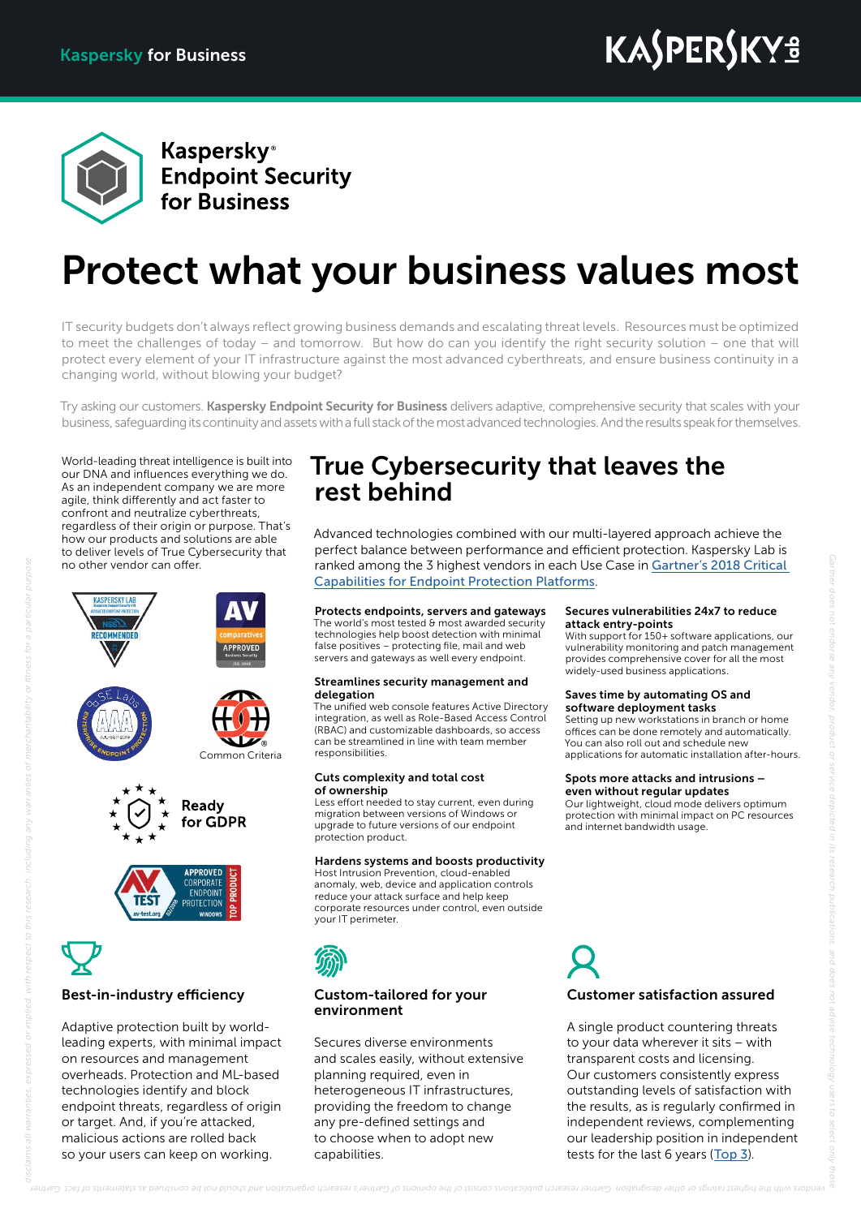Kaspersky for Business

# Kaspersky® Endpoint Security for Business

# Protect what your business values most

IT security budgets don't always reflect growing business demands and escalating threat levels. Resources must be optimized to meet the challenges of today – and tomorrow. But how do can you identify the right security solution – one that will protect every element of your IT infrastructure against the most advanced cyberthreats, and ensure business continuity in a changing world, without blowing your budget?

Try asking our customers. **Kaspersky Endpoint Security for Business** delivers adaptive, comprehensive security that scales with your business, safeguarding its continuity and assets with a full stack of the most advanced technologies. And the results speak for themselves.

World-leading threat intelligence is built into our DNA and influences everything we do. As an independent company we are more agile, think differently and act faster to confront and neutralize cyberthreats, regardless of their origin or purpose. That's how our products and solutions are able to deliver levels of True Cybersecurity that no other vendor can offer.

Common Criteria

Ready for GDPR

## True Cybersecurity that leaves the rest behind

Advanced technologies combined with our multi-layered approach achieve the perfect balance between performance and efficient protection. Kaspersky Lab is ranked among the 3 highest vendors in each Use Case in [Gartner's 2018 Critical Capabilities for Endpoint Protection Platforms](#).

**Protects endpoints, servers and gateways**
The world's most tested & most awarded security technologies help boost detection with minimal false positives – protecting file, mail and web servers and gateways as well every endpoint.

**Streamlines security management and delegation**
The unified web console features Active Directory integration, as well as Role-Based Access Control (RBAC) and customizable dashboards, so access can be streamlined in line with team member responsibilities.

**Cuts complexity and total cost of ownership**
Less effort needed to stay current, even during migration between versions of Windows or upgrade to future versions of our endpoint protection product.

**Hardens systems and boosts productivity**
Host Intrusion Prevention, cloud-enabled anomaly, web, device and application controls reduce your attack surface and help keep corporate resources under control, even outside your IT perimeter.

**Secures vulnerabilities 24x7 to reduce attack entry-points**
With support for 150+ software applications, our vulnerability monitoring and patch management provides comprehensive cover for all the most widely-used business applications.

**Saves time by automating OS and software deployment tasks**
Setting up new workstations in branch or home offices can be done remotely and automatically. You can also roll out and schedule new applications for automatic installation after-hours.

**Spots more attacks and intrusions – even without regular updates**
Our lightweight, cloud mode delivers optimum protection with minimal impact on PC resources and internet bandwidth usage.

### Best-in-industry efficiency

Adaptive protection built by world-leading experts, with minimal impact on resources and management overheads. Protection and ML-based technologies identify and block endpoint threats, regardless of origin or target. And, if you're attacked, malicious actions are rolled back so your users can keep on working.

### Custom-tailored for your environment

Secures diverse environments and scales easily, without extensive planning required, even in heterogeneous IT infrastructures, providing the freedom to change any pre-defined settings and to choose when to adopt new capabilities.

### Customer satisfaction assured

A single product countering threats to your data wherever it sits – with transparent costs and licensing. Our customers consistently express outstanding levels of satisfaction with the results, as is regularly confirmed in independent reviews, complementing our leadership position in independent tests for the last 6 years ([Top 3](#)).

Gartner does not endorse any vendor, product or service depicted in its research publications, and does not advise technology users to select only those vendors with the highest ratings or other designation. Gartner research publications consist of the opinions of Gartner's research organization and should not be construed as statements of fact. Gartner disclaims all warranties, expressed or implied, with respect to this research, including any warranties of merchantability or fitness for a particular purpose.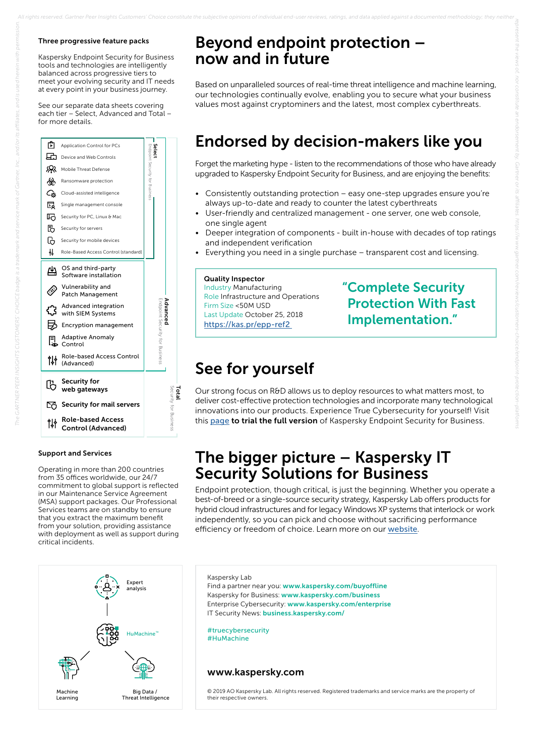### Three progressive feature packs

Kaspersky Endpoint Security for Business tools and technologies are intelligently balanced across progressive tiers to meet your evolving security and IT needs at every point in your business journey.

See our separate data sheets covering each tier – Select, Advanced and Total – for more details.

**Select** – Endpoint Security for Business

- Application Control for PCs
- Device and Web Controls
- Mobile Threat Defense
- Ransomware protection
- Cloud-assisted intelligence
- Single management console
- Security for PC, Linux & Mac
- Security for servers
- Security for mobile devices
- Role-Based Access Control (standard)

**Advanced** – Endpoint Security for Business

- OS and third-party Software installation
- Vulnerability and Patch Management
- Advanced integration with SIEM Systems
- Encryption management
- Adaptive Anomaly Control
- Role-based Access Control (Advanced)

**Total** – Security for Business

- **Security for web gateways**
- **Security for mail servers**
- **Role-based Access Control (Advanced)**

### Support and Services

Operating in more than 200 countries from 35 offices worldwide, our 24/7 commitment to global support is reflected in our Maintenance Service Agreement (MSA) support packages. Our Professional Services teams are on standby to ensure that you extract the maximum benefit from your solution, providing assistance with deployment as well as support during critical incidents.

Expert analysis

HuMachine™

Machine Learning

Big Data / Threat Intelligence

# Beyond endpoint protection – now and in future

Based on unparalleled sources of real-time threat intelligence and machine learning, our technologies continually evolve, enabling you to secure what your business values most against cryptominers and the latest, most complex cyberthreats.

# Endorsed by decision-makers like you

Forget the marketing hype - listen to the recommendations of those who have already upgraded to Kaspersky Endpoint Security for Business, and are enjoying the benefits:

- Consistently outstanding protection – easy one-step upgrades ensure you're always up-to-date and ready to counter the latest cyberthreats
- User-friendly and centralized management - one server, one web console, one single agent
- Deeper integration of components - built in-house with decades of top ratings and independent verification
- Everything you need in a single purchase – transparent cost and licensing.

**Quality Inspector**
Industry Manufacturing
Role Infrastructure and Operations
Firm Size <50M USD
Last Update October 25, 2018
https://kas.pr/epp-ref2

**"Complete Security Protection With Fast Implementation."**

# See for yourself

Our strong focus on R&D allows us to deploy resources to what matters most, to deliver cost-effective protection technologies and incorporate many technological innovations into our products. Experience True Cybersecurity for yourself! Visit this page **to trial the full version** of Kaspersky Endpoint Security for Business.

# The bigger picture – Kaspersky IT Security Solutions for Business

Endpoint protection, though critical, is just the beginning. Whether you operate a best-of-breed or a single-source security strategy, Kaspersky Lab offers products for hybrid cloud infrastructures and for legacy Windows XP systems that interlock or work independently, so you can pick and choose without sacrificing performance efficiency or freedom of choice. Learn more on our website.

Kaspersky Lab
Find a partner near you: **www.kaspersky.com/buyoffline**
Kaspersky for Business: **www.kaspersky.com/business**
Enterprise Cybersecurity: **www.kaspersky.com/enterprise**
IT Security News: **business.kaspersky.com/**

#truecybersecurity
#HuMachine

**www.kaspersky.com**

© 2019 AO Kaspersky Lab. All rights reserved. Registered trademarks and service marks are the property of their respective owners.

All rights reserved. Gartner Peer Insights Customers' Choice constitute the subjective opinions of individual end-user reviews, ratings, and data applied against a documented methodology; they neither represent the views of, nor constitute an endorsement by, Gartner or its affiliates. https://www.gartner.com/reviews/customers-choice/endpoint-protection-platforms

The GARTNER PEER INSIGHTS CUSTOMERS' CHOICE badge is a trademark and service mark of Gartner, Inc., and/or its affiliates, and is used herein with permission.